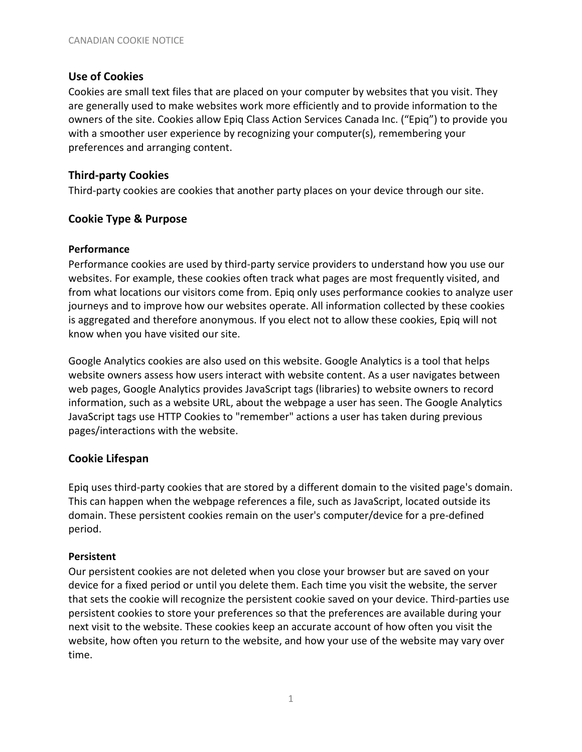## Use of Cookies

Cookies are small text files that are placed on your computer by websites that you visit. They are generally used to make websites work more efficiently and to provide information to the owners of the site. Cookies allow Epiq Class Action Services Canada Inc. ("Epiq") to provide you with a smoother user experience by recognizing your computer(s), remembering your preferences and arranging content.

## Third-party Cookies

Third-party cookies are cookies that another party places on your device through our site.

## Cookie Type & Purpose

### Performance

Performance cookies are used by third-party service providers to understand how you use our websites. For example, these cookies often track what pages are most frequently visited, and from what locations our visitors come from. Epiq only uses performance cookies to analyze user journeys and to improve how our websites operate. All information collected by these cookies is aggregated and therefore anonymous. If you elect not to allow these cookies, Epiq will not know when you have visited our site.

Google Analytics cookies are also used on this website. Google Analytics is a tool that helps website owners assess how users interact with website content. As a user navigates between web pages, Google Analytics provides JavaScript tags (libraries) to website owners to record information, such as a website URL, about the webpage a user has seen. The Google Analytics JavaScript tags use HTTP Cookies to "remember" actions a user has taken during previous pages/interactions with the website.

## Cookie Lifespan

Epiq uses third-party cookies that are stored by a different domain to the visited page's domain. This can happen when the webpage references a file, such as JavaScript, located outside its domain. These persistent cookies remain on the user's computer/device for a pre-defined period.

### Persistent

Our persistent cookies are not deleted when you close your browser but are saved on your device for a fixed period or until you delete them. Each time you visit the website, the server that sets the cookie will recognize the persistent cookie saved on your device. Third-parties use persistent cookies to store your preferences so that the preferences are available during your next visit to the website. These cookies keep an accurate account of how often you visit the website, how often you return to the website, and how your use of the website may vary over time.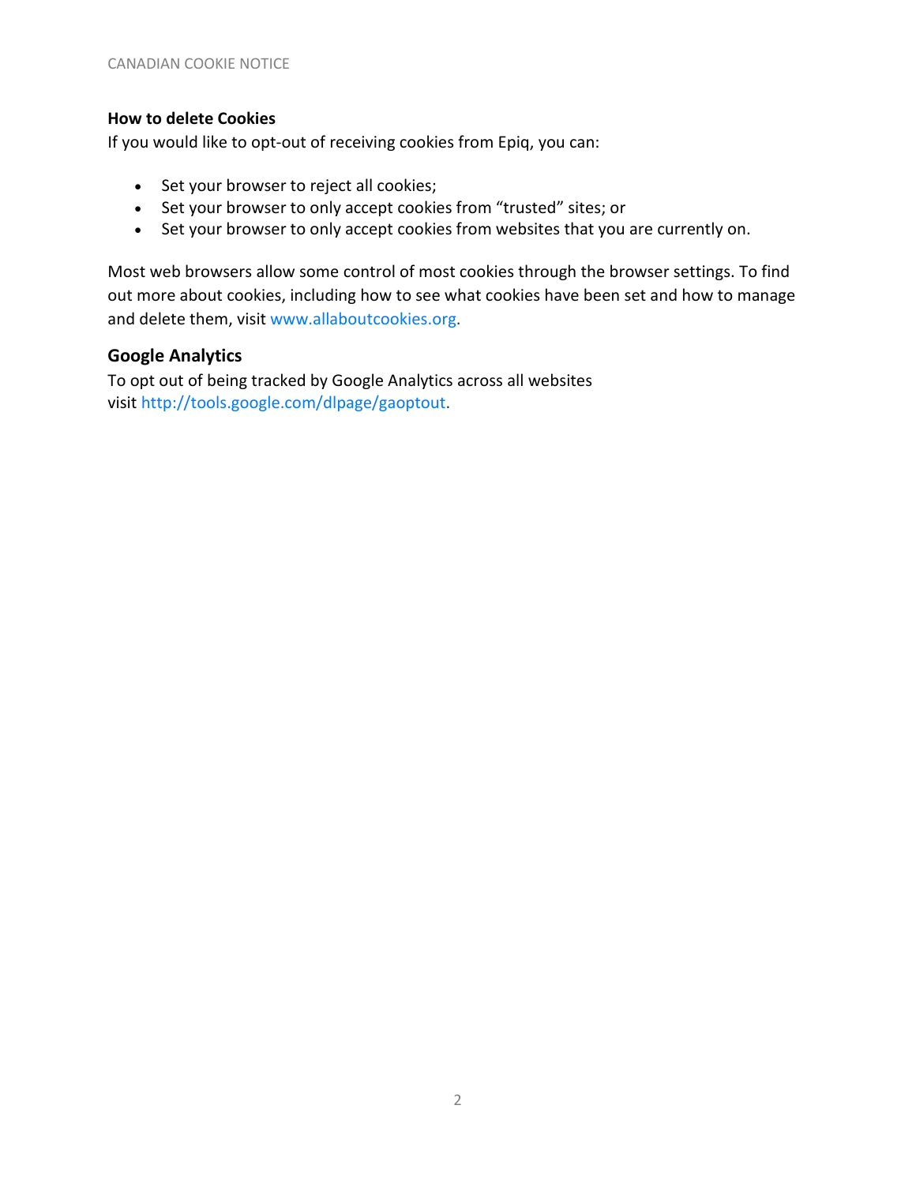### How to delete Cookies

If you would like to opt-out of receiving cookies from Epiq, you can:

- Set your browser to reject all cookies;
- Set your browser to only accept cookies from “trusted” sites; or
- Set your browser to only accept cookies from websites that you are currently on.

Most web browsers allow some control of most cookies through the browser settings. To find out more about cookies, including how to see what cookies have been set and how to manage and delete them, visit www.allaboutcookies.org.

## Google Analytics

To opt out of being tracked by Google Analytics across all websites visit http://tools.google.com/dlpage/gaoptout.